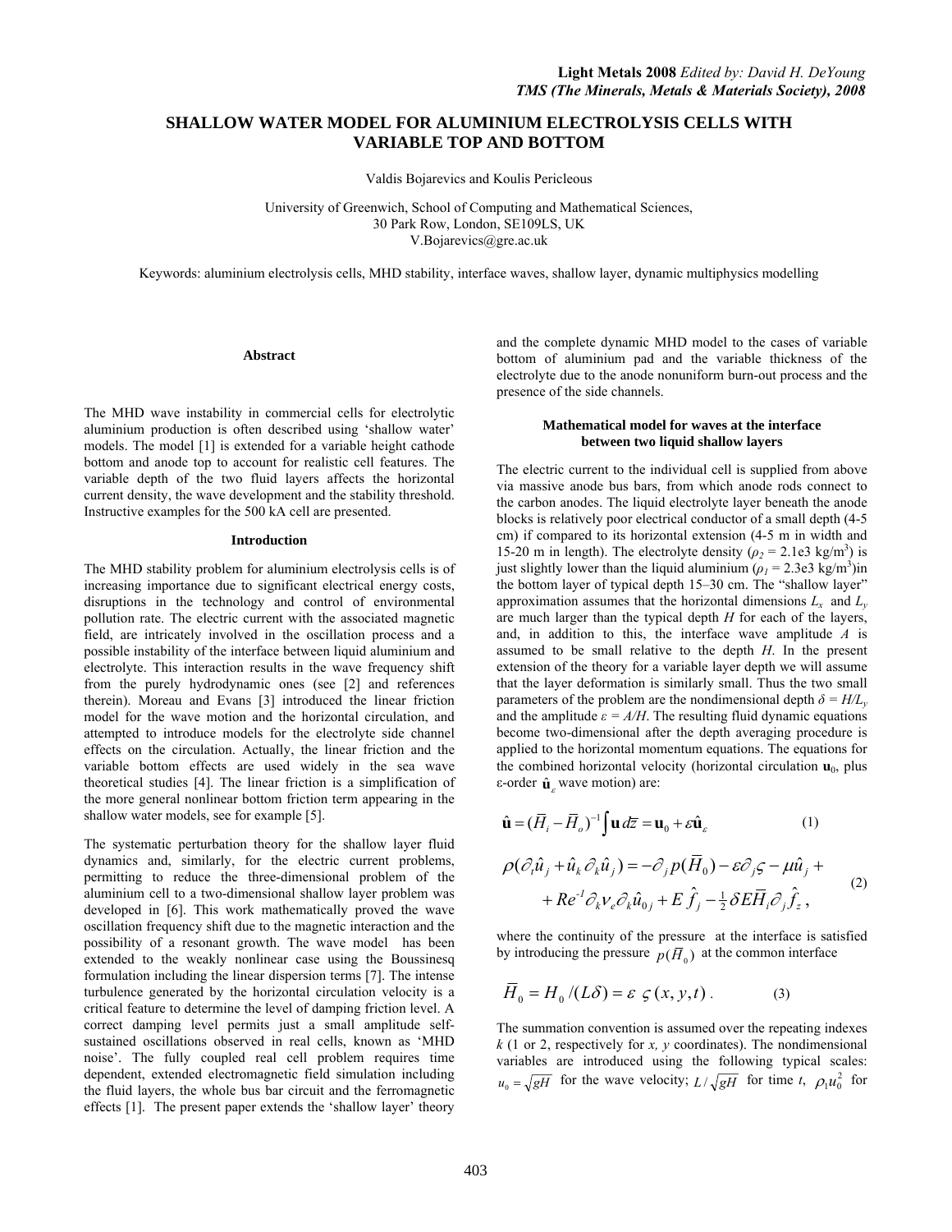# SHALLOW WATER MODEL FOR ALUMINIUM ELECTROLYSIS CELLS WITH VARIABLE TOP AND BOTTOM

Valdis Bojarevics and Koulis Pericleous

University of Greenwich, School of Computing and Mathematical Sciences,
30 Park Row, London, SE109LS, UK
V.Bojarevics@gre.ac.uk

Keywords: aluminium electrolysis cells, MHD stability, interface waves, shallow layer, dynamic multiphysics modelling

## Abstract

The MHD wave instability in commercial cells for electrolytic aluminium production is often described using 'shallow water' models. The model [1] is extended for a variable height cathode bottom and anode top to account for realistic cell features. The variable depth of the two fluid layers affects the horizontal current density, the wave development and the stability threshold. Instructive examples for the 500 kA cell are presented.

## Introduction

The MHD stability problem for aluminium electrolysis cells is of increasing importance due to significant electrical energy costs, disruptions in the technology and control of environmental pollution rate. The electric current with the associated magnetic field, are intricately involved in the oscillation process and a possible instability of the interface between liquid aluminium and electrolyte. This interaction results in the wave frequency shift from the purely hydrodynamic ones (see [2] and references therein). Moreau and Evans [3] introduced the linear friction model for the wave motion and the horizontal circulation, and attempted to introduce models for the electrolyte side channel effects on the circulation. Actually, the linear friction and the variable bottom effects are used widely in the sea wave theoretical studies [4]. The linear friction is a simplification of the more general nonlinear bottom friction term appearing in the shallow water models, see for example [5].

The systematic perturbation theory for the shallow layer fluid dynamics and, similarly, for the electric current problems, permitting to reduce the three-dimensional problem of the aluminium cell to a two-dimensional shallow layer problem was developed in [6]. This work mathematically proved the wave oscillation frequency shift due to the magnetic interaction and the possibility of a resonant growth. The wave model has been extended to the weakly nonlinear case using the Boussinesq formulation including the linear dispersion terms [7]. The intense turbulence generated by the horizontal circulation velocity is a critical feature to determine the level of damping friction level. A correct damping level permits just a small amplitude self-sustained oscillations observed in real cells, known as 'MHD noise'. The fully coupled real cell problem requires time dependent, extended electromagnetic field simulation including the fluid layers, the whole bus bar circuit and the ferromagnetic effects [1]. The present paper extends the 'shallow layer' theory and the complete dynamic MHD model to the cases of variable bottom of aluminium pad and the variable thickness of the electrolyte due to the anode nonuniform burn-out process and the presence of the side channels.

## Mathematical model for waves at the interface between two liquid shallow layers

The electric current to the individual cell is supplied from above via massive anode bus bars, from which anode rods connect to the carbon anodes. The liquid electrolyte layer beneath the anode blocks is relatively poor electrical conductor of a small depth (4-5 cm) if compared to its horizontal extension (4-5 m in width and 15-20 m in length). The electrolyte density ($\rho_2$ = 2.1e3 kg/m$^3$) is just slightly lower than the liquid aluminium ($\rho_1$ = 2.3e3 kg/m$^3$)in the bottom layer of typical depth 15–30 cm. The "shallow layer" approximation assumes that the horizontal dimensions $L_x$ and $L_y$ are much larger than the typical depth $H$ for each of the layers, and, in addition to this, the interface wave amplitude $A$ is assumed to be small relative to the depth $H$. In the present extension of the theory for a variable layer depth we will assume that the layer deformation is similarly small. Thus the two small parameters of the problem are the nondimensional depth $\delta = H/L_y$ and the amplitude $\varepsilon = A/H$. The resulting fluid dynamic equations become two-dimensional after the depth averaging procedure is applied to the horizontal momentum equations. The equations for the combined horizontal velocity (horizontal circulation $\mathbf{u}_0$, plus $\varepsilon$-order $\hat{\mathbf{u}}_\varepsilon$ wave motion) are:

$$\hat{\mathbf{u}} = (\overline{H}_i - \overline{H}_o)^{-1} \int \mathbf{u}\, d\overline{z} = \mathbf{u}_0 + \varepsilon \hat{\mathbf{u}}_\varepsilon \tag{1}$$

$$\begin{aligned}\rho(\partial_t \hat{u}_j + \hat{u}_k \partial_k \hat{u}_j) = -\partial_j p(\overline{H}_0) - \varepsilon \partial_j \varsigma - \mu \hat{u}_j + \\ + Re^{-1} \partial_k \nu_e \partial_k \hat{u}_{0j} + E\, \hat{f}_j - \tfrac{1}{2} \delta E \overline{H}_i \partial_j \hat{f}_z \,,\end{aligned} \tag{2}$$

where the continuity of the pressure at the interface is satisfied by introducing the pressure $p(\overline{H}_0)$ at the common interface

$$\overline{H}_0 = H_0 / (L\delta) = \varepsilon\, \varsigma(x, y, t)\,. \tag{3}$$

The summation convention is assumed over the repeating indexes $k$ (1 or 2, respectively for $x$, $y$ coordinates). The nondimensional variables are introduced using the following typical scales: $u_0 = \sqrt{gH}$ for the wave velocity; $L/\sqrt{gH}$ for time $t$, $\rho_1 u_0^2$ for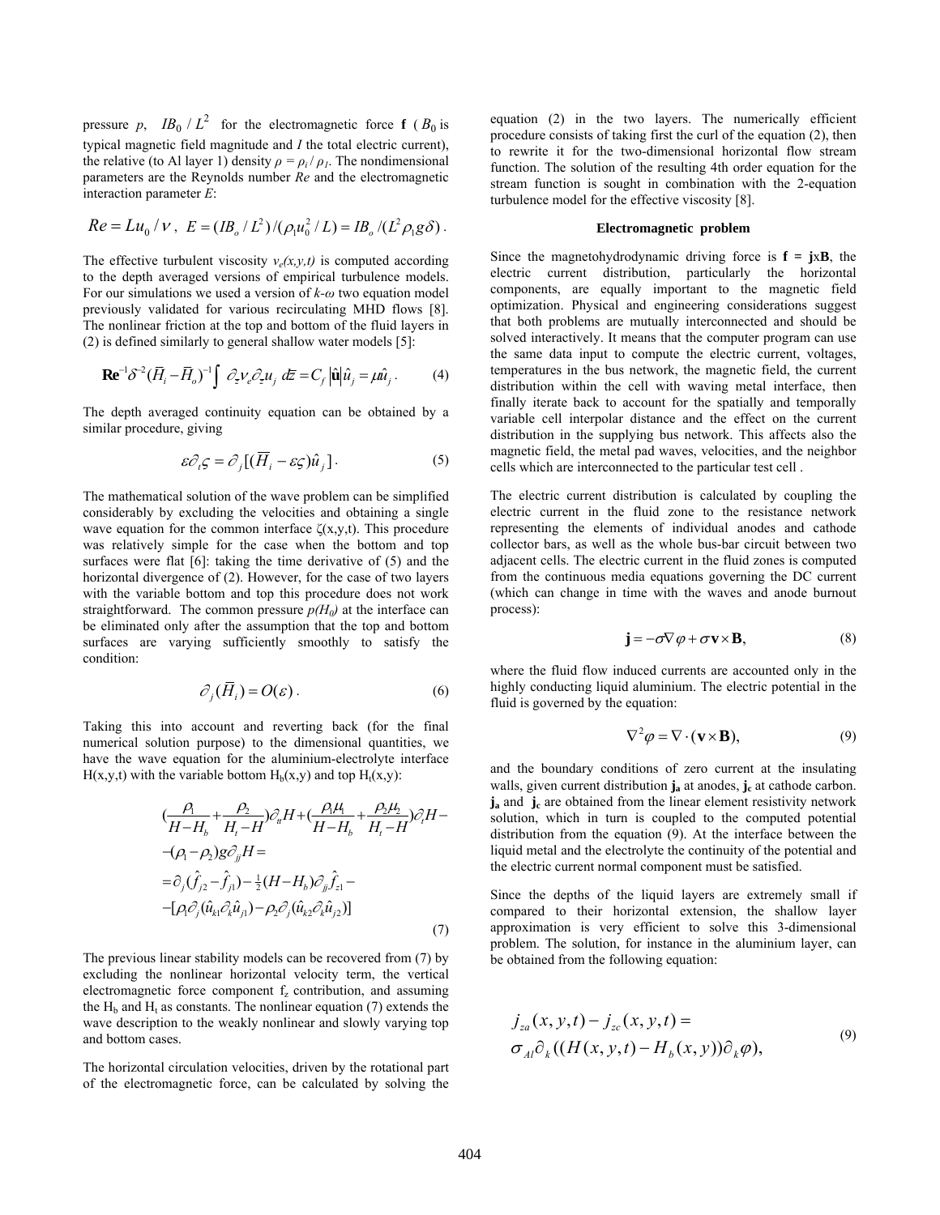pressure $p$, $IB_0 / L^2$ for the electromagnetic force $\mathbf{f}$ ($B_0$ is typical magnetic field magnitude and $I$ the total electric current), the relative (to Al layer 1) density $\rho = \rho_i / \rho_1$. The nondimensional parameters are the Reynolds number $Re$ and the electromagnetic interaction parameter $E$:

$$Re = Lu_0 / \nu \,, \quad E = (IB_o / L^2)/(\rho_1 u_0^2 / L) = IB_o /(L^2 \rho_1 g \delta) \,.$$

The effective turbulent viscosity $\nu_e(x,y,t)$ is computed according to the depth averaged versions of empirical turbulence models. For our simulations we used a version of $k$-$\omega$ two equation model previously validated for various recirculating MHD flows [8]. The nonlinear friction at the top and bottom of the fluid layers in (2) is defined similarly to general shallow water models [5]:

$$\mathbf{Re}^{-1}\delta^{-2}(\overline{H}_i - \overline{H}_o)^{-1} \int \partial_z \nu_e \partial_z u_j \, dz = C_f \left|\hat{\mathbf{u}}\right| \hat{u}_j = \mu \hat{u}_j \,. \tag{4}$$

The depth averaged continuity equation can be obtained by a similar procedure, giving

$$\varepsilon \partial_t \varsigma = \partial_j [(\overline{H}_i - \varepsilon \varsigma) \hat{u}_j] \,. \tag{5}$$

The mathematical solution of the wave problem can be simplified considerably by excluding the velocities and obtaining a single wave equation for the common interface ζ(x,y,t). This procedure was relatively simple for the case when the bottom and top surfaces were flat [6]: taking the time derivative of (5) and the horizontal divergence of (2). However, for the case of two layers with the variable bottom and top this procedure does not work straightforward. The common pressure $p(H_0)$ at the interface can be eliminated only after the assumption that the top and bottom surfaces are varying sufficiently smoothly to satisfy the condition:

$$\partial_j (\overline{H}_i) = O(\varepsilon) \,. \tag{6}$$

Taking this into account and reverting back (for the final numerical solution purpose) to the dimensional quantities, we have the wave equation for the aluminium-electrolyte interface $H(x,y,t)$ with the variable bottom $H_b(x,y)$ and top $H_t(x,y)$:

$$\begin{aligned}
&\left(\frac{\rho_1}{H-H_b} + \frac{\rho_2}{H_t - H}\right)\partial_{tt} H + \left(\frac{\rho_1 \mu_1}{H-H_b} + \frac{\rho_2 \mu_2}{H_t - H}\right)\partial_t H - \\
&-(\rho_1 - \rho_2) g \partial_{jj} H = \\
&= \partial_j (\hat{f}_{j2} - \hat{f}_{j1}) - \tfrac{1}{2}(H - H_b)\partial_{jj} \hat{f}_{z1} - \\
&-[\rho_1 \partial_j (\hat{u}_{k1} \partial_k \hat{u}_{j1}) - \rho_2 \partial_j (\hat{u}_{k2} \partial_k \hat{u}_{j2})]
\end{aligned} \tag{7}$$

The previous linear stability models can be recovered from (7) by excluding the nonlinear horizontal velocity term, the vertical electromagnetic force component $f_z$ contribution, and assuming the $H_b$ and $H_t$ as constants. The nonlinear equation (7) extends the wave description to the weakly nonlinear and slowly varying top and bottom cases.

The horizontal circulation velocities, driven by the rotational part of the electromagnetic force, can be calculated by solving the equation (2) in the two layers. The numerically efficient procedure consists of taking first the curl of the equation (2), then to rewrite it for the two-dimensional horizontal flow stream function. The solution of the resulting 4th order equation for the stream function is sought in combination with the 2-equation turbulence model for the effective viscosity [8].

**Electromagnetic problem**

Since the magnetohydrodynamic driving force is $\mathbf{f} = \mathbf{j} \times \mathbf{B}$, the electric current distribution, particularly the horizontal components, are equally important to the magnetic field optimization. Physical and engineering considerations suggest that both problems are mutually interconnected and should be solved interactively. It means that the computer program can use the same data input to compute the electric current, voltages, temperatures in the bus network, the magnetic field, the current distribution within the cell with waving metal interface, then finally iterate back to account for the spatially and temporally variable cell interpolar distance and the effect on the current distribution in the supplying bus network. This affects also the magnetic field, the metal pad waves, velocities, and the neighbor cells which are interconnected to the particular test cell .

The electric current distribution is calculated by coupling the electric current in the fluid zone to the resistance network representing the elements of individual anodes and cathode collector bars, as well as the whole bus-bar circuit between two adjacent cells. The electric current in the fluid zones is computed from the continuous media equations governing the DC current (which can change in time with the waves and anode burnout process):

$$\mathbf{j} = -\sigma \nabla \varphi + \sigma \mathbf{v} \times \mathbf{B}, \tag{8}$$

where the fluid flow induced currents are accounted only in the highly conducting liquid aluminium. The electric potential in the fluid is governed by the equation:

$$\nabla^2 \varphi = \nabla \cdot (\mathbf{v} \times \mathbf{B}), \tag{9}$$

and the boundary conditions of zero current at the insulating walls, given current distribution $\mathbf{j_a}$ at anodes, $\mathbf{j_c}$ at cathode carbon. $\mathbf{j_a}$ and $\mathbf{j_c}$ are obtained from the linear element resistivity network solution, which in turn is coupled to the computed potential distribution from the equation (9). At the interface between the liquid metal and the electrolyte the continuity of the potential and the electric current normal component must be satisfied.

Since the depths of the liquid layers are extremely small if compared to their horizontal extension, the shallow layer approximation is very efficient to solve this 3-dimensional problem. The solution, for instance in the aluminium layer, can be obtained from the following equation:

$$\begin{aligned}
&j_{za}(x,y,t) - j_{zc}(x,y,t) = \\
&\sigma_{Al} \partial_k ((H(x,y,t) - H_b(x,y)) \partial_k \varphi),
\end{aligned} \tag{9}$$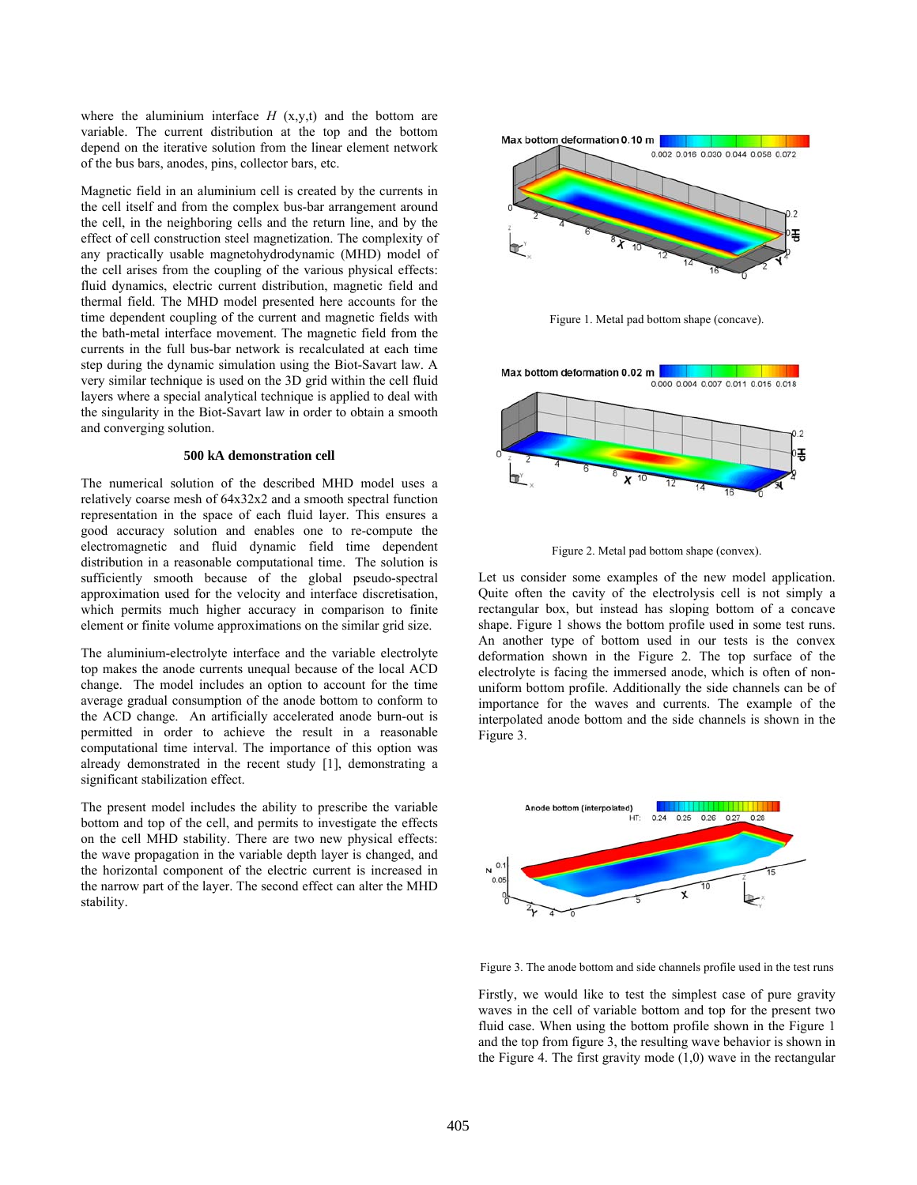where the aluminium interface $H$ (x,y,t) and the bottom are variable. The current distribution at the top and the bottom depend on the iterative solution from the linear element network of the bus bars, anodes, pins, collector bars, etc.

Magnetic field in an aluminium cell is created by the currents in the cell itself and from the complex bus-bar arrangement around the cell, in the neighboring cells and the return line, and by the effect of cell construction steel magnetization. The complexity of any practically usable magnetohydrodynamic (MHD) model of the cell arises from the coupling of the various physical effects: fluid dynamics, electric current distribution, magnetic field and thermal field. The MHD model presented here accounts for the time dependent coupling of the current and magnetic fields with the bath-metal interface movement. The magnetic field from the currents in the full bus-bar network is recalculated at each time step during the dynamic simulation using the Biot-Savart law. A very similar technique is used on the 3D grid within the cell fluid layers where a special analytical technique is applied to deal with the singularity in the Biot-Savart law in order to obtain a smooth and converging solution.

### 500 kA demonstration cell

The numerical solution of the described MHD model uses a relatively coarse mesh of 64x32x2 and a smooth spectral function representation in the space of each fluid layer. This ensures a good accuracy solution and enables one to re-compute the electromagnetic and fluid dynamic field time dependent distribution in a reasonable computational time. The solution is sufficiently smooth because of the global pseudo-spectral approximation used for the velocity and interface discretisation, which permits much higher accuracy in comparison to finite element or finite volume approximations on the similar grid size.

The aluminium-electrolyte interface and the variable electrolyte top makes the anode currents unequal because of the local ACD change. The model includes an option to account for the time average gradual consumption of the anode bottom to conform to the ACD change. An artificially accelerated anode burn-out is permitted in order to achieve the result in a reasonable computational time interval. The importance of this option was already demonstrated in the recent study [1], demonstrating a significant stabilization effect.

The present model includes the ability to prescribe the variable bottom and top of the cell, and permits to investigate the effects on the cell MHD stability. There are two new physical effects: the wave propagation in the variable depth layer is changed, and the horizontal component of the electric current is increased in the narrow part of the layer. The second effect can alter the MHD stability.

Figure 1. Metal pad bottom shape (concave).

Figure 2. Metal pad bottom shape (convex).

Let us consider some examples of the new model application. Quite often the cavity of the electrolysis cell is not simply a rectangular box, but instead has sloping bottom of a concave shape. Figure 1 shows the bottom profile used in some test runs. An another type of bottom used in our tests is the convex deformation shown in the Figure 2. The top surface of the electrolyte is facing the immersed anode, which is often of non-uniform bottom profile. Additionally the side channels can be of importance for the waves and currents. The example of the interpolated anode bottom and the side channels is shown in the Figure 3.

Figure 3. The anode bottom and side channels profile used in the test runs

Firstly, we would like to test the simplest case of pure gravity waves in the cell of variable bottom and top for the present two fluid case. When using the bottom profile shown in the Figure 1 and the top from figure 3, the resulting wave behavior is shown in the Figure 4. The first gravity mode (1,0) wave in the rectangular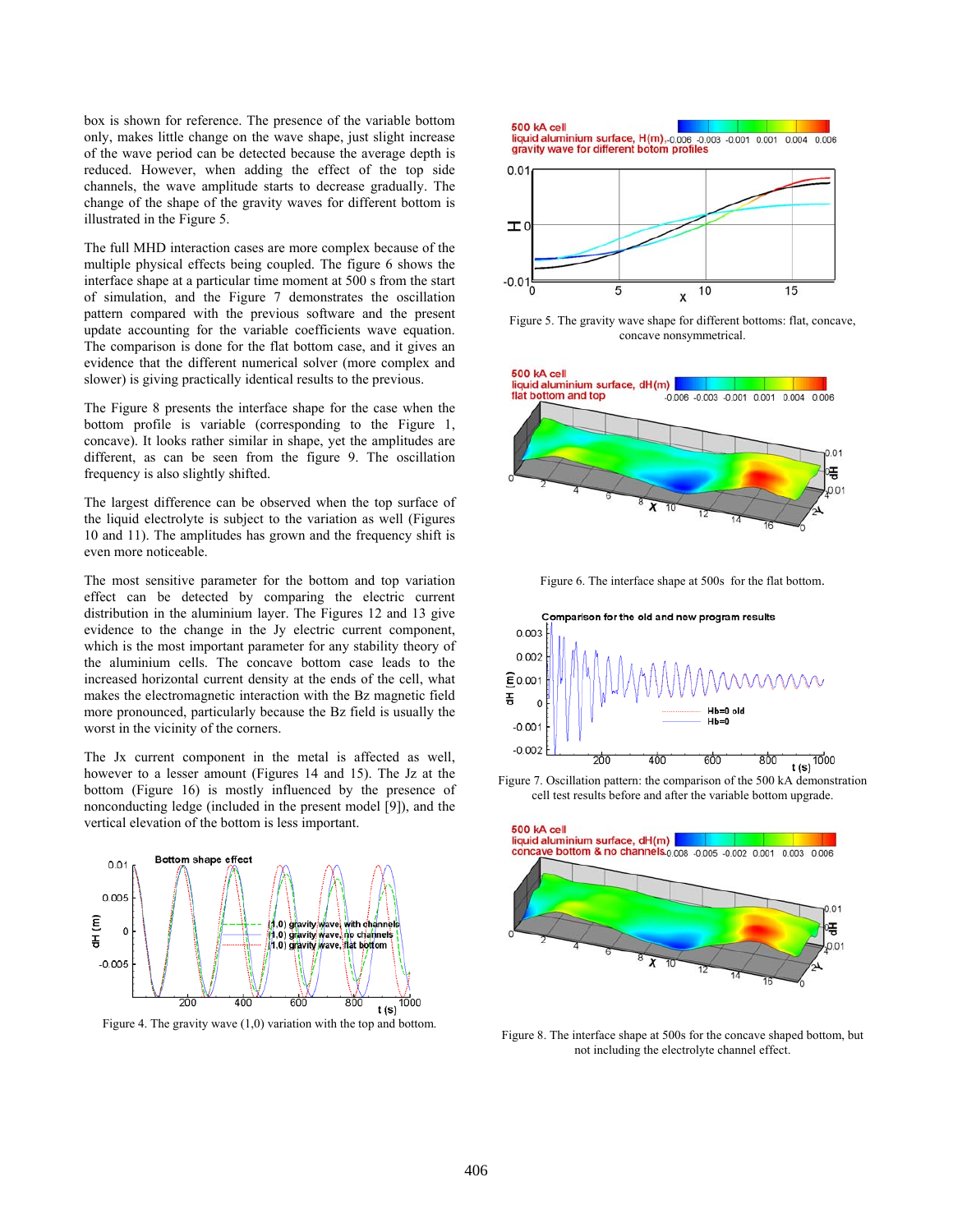box is shown for reference. The presence of the variable bottom only, makes little change on the wave shape, just slight increase of the wave period can be detected because the average depth is reduced. However, when adding the effect of the top side channels, the wave amplitude starts to decrease gradually. The change of the shape of the gravity waves for different bottom is illustrated in the Figure 5.

The full MHD interaction cases are more complex because of the multiple physical effects being coupled. The figure 6 shows the interface shape at a particular time moment at 500 s from the start of simulation, and the Figure 7 demonstrates the oscillation pattern compared with the previous software and the present update accounting for the variable coefficients wave equation. The comparison is done for the flat bottom case, and it gives an evidence that the different numerical solver (more complex and slower) is giving practically identical results to the previous.

The Figure 8 presents the interface shape for the case when the bottom profile is variable (corresponding to the Figure 1, concave). It looks rather similar in shape, yet the amplitudes are different, as can be seen from the figure 9. The oscillation frequency is also slightly shifted.

The largest difference can be observed when the top surface of the liquid electrolyte is subject to the variation as well (Figures 10 and 11). The amplitudes has grown and the frequency shift is even more noticeable.

The most sensitive parameter for the bottom and top variation effect can be detected by comparing the electric current distribution in the aluminium layer. The Figures 12 and 13 give evidence to the change in the Jy electric current component, which is the most important parameter for any stability theory of the aluminium cells. The concave bottom case leads to the increased horizontal current density at the ends of the cell, what makes the electromagnetic interaction with the Bz magnetic field more pronounced, particularly because the Bz field is usually the worst in the vicinity of the corners.

The Jx current component in the metal is affected as well, however to a lesser amount (Figures 14 and 15). The Jz at the bottom (Figure 16) is mostly influenced by the presence of nonconducting ledge (included in the present model [9]), and the vertical elevation of the bottom is less important.

Figure 4. The gravity wave (1,0) variation with the top and bottom.

Figure 5. The gravity wave shape for different bottoms: flat, concave, concave nonsymmetrical.

Figure 6. The interface shape at 500s for the flat bottom.

Figure 7. Oscillation pattern: the comparison of the 500 kA demonstration cell test results before and after the variable bottom upgrade.

Figure 8. The interface shape at 500s for the concave shaped bottom, but not including the electrolyte channel effect.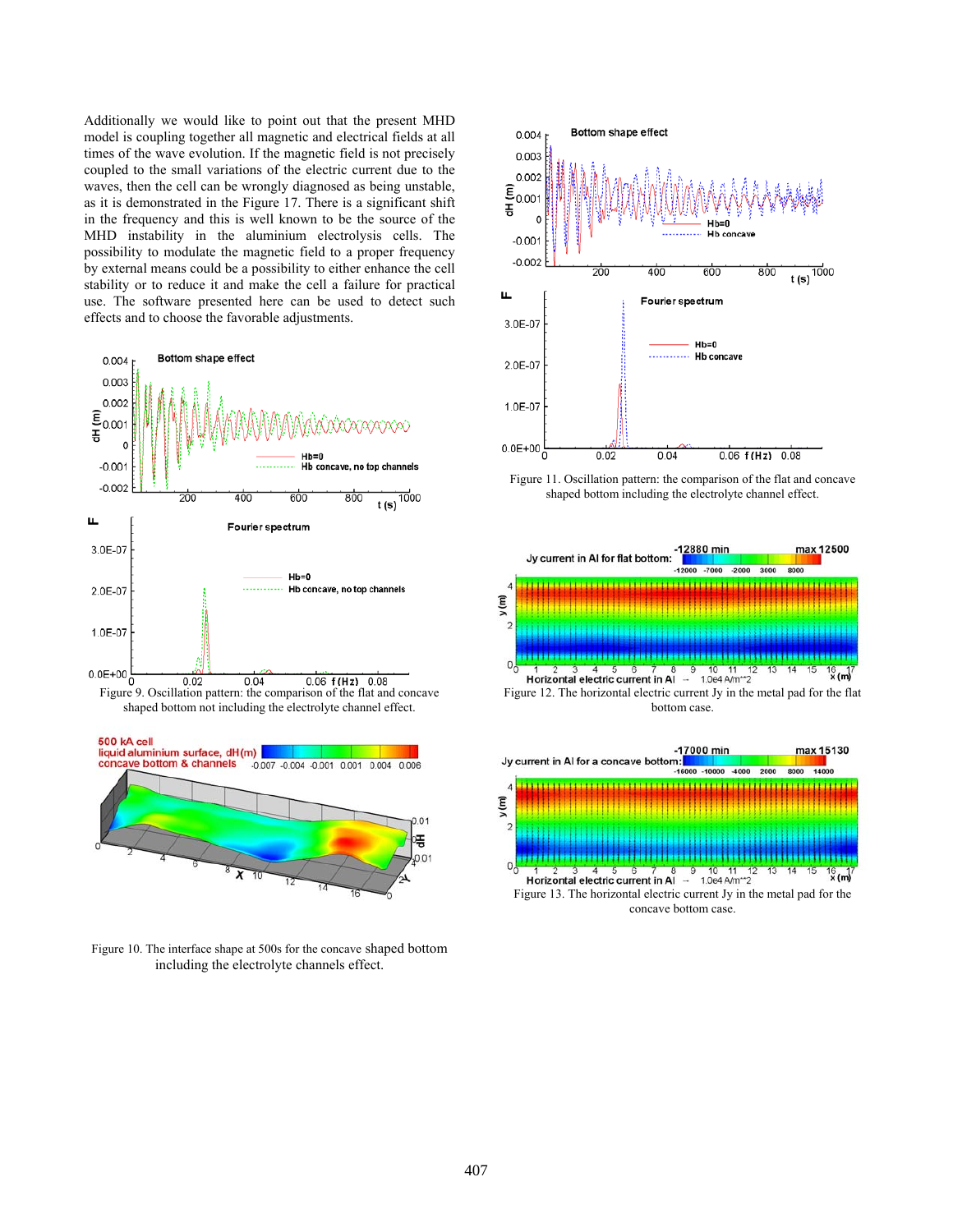Additionally we would like to point out that the present MHD model is coupling together all magnetic and electrical fields at all times of the wave evolution. If the magnetic field is not precisely coupled to the small variations of the electric current due to the waves, then the cell can be wrongly diagnosed as being unstable, as it is demonstrated in the Figure 17. There is a significant shift in the frequency and this is well known to be the source of the MHD instability in the aluminium electrolysis cells. The possibility to modulate the magnetic field to a proper frequency by external means could be a possibility to either enhance the cell stability or to reduce it and make the cell a failure for practical use. The software presented here can be used to detect such effects and to choose the favorable adjustments.

Figure 9. Oscillation pattern: the comparison of the flat and concave shaped bottom not including the electrolyte channel effect.

Figure 10. The interface shape at 500s for the concave shaped bottom including the electrolyte channels effect.

Figure 11. Oscillation pattern: the comparison of the flat and concave shaped bottom including the electrolyte channel effect.

Figure 12. The horizontal electric current Jy in the metal pad for the flat bottom case.

Figure 13. The horizontal electric current Jy in the metal pad for the concave bottom case.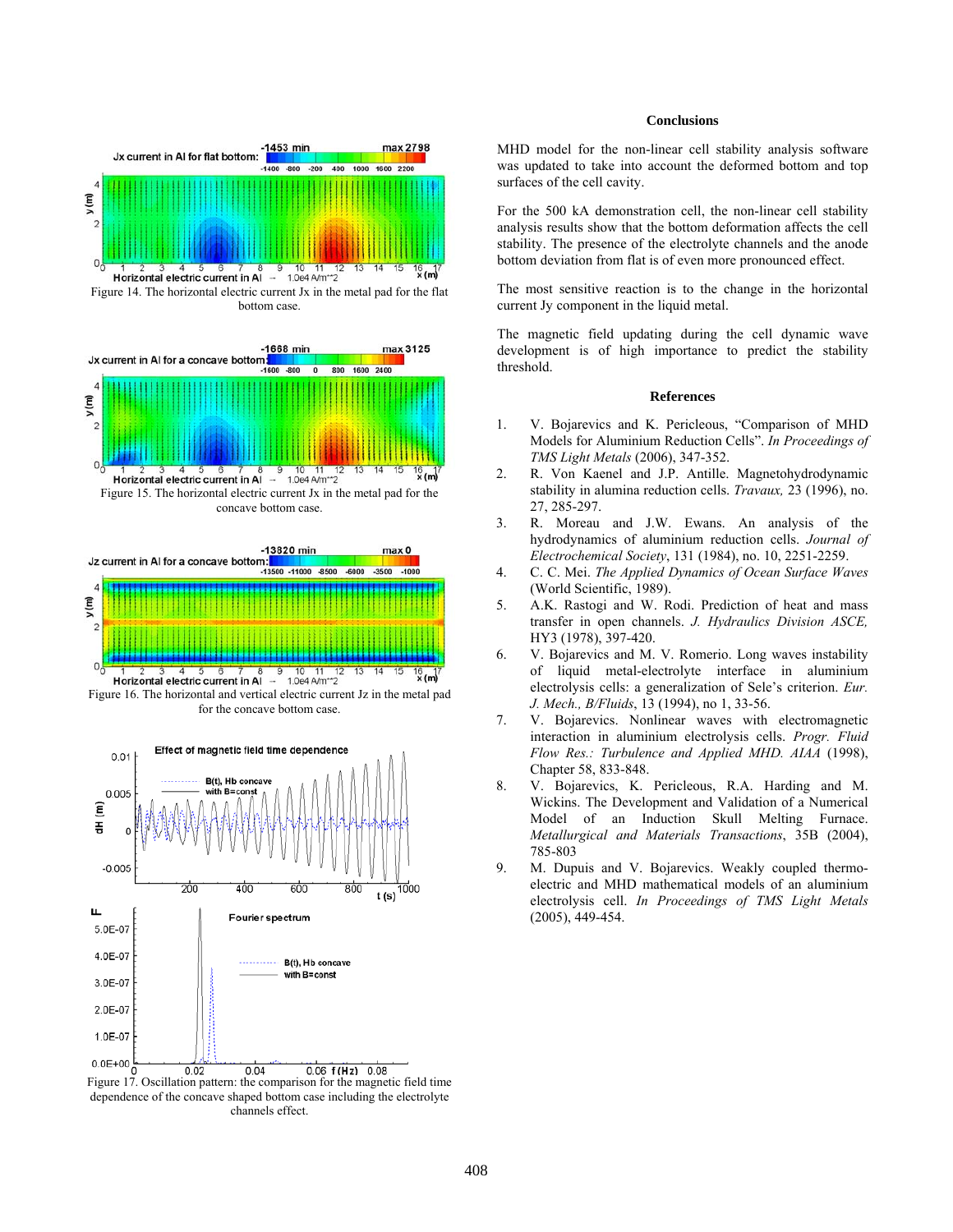Jx current in Al for flat bottom: -1453 min max 2798

-1400 -800 -200 400 1000 1600 2200

y (m)

Horizontal electric current in Al → 1.0e4 A/m**2

x (m)

Figure 14. The horizontal electric current Jx in the metal pad for the flat bottom case.

Jx current in Al for a concave bottom: -1668 min max 3125

-1600 -800 0 800 1600 2400

y (m)

Horizontal electric current in Al → 1.0e4 A/m**2

x (m)

Figure 15. The horizontal electric current Jx in the metal pad for the concave bottom case.

Jz current in Al for a concave bottom: -13820 min max 0

-13500 -11000 -8500 -6000 -3500 -1000

y (m)

Horizontal electric current in Al → 1.0e4 A/m**2

x (m)

Figure 16. The horizontal and vertical electric current Jz in the metal pad for the concave bottom case.

Effect of magnetic field time dependence

B(t), Hb concave

with B=const

dH (m)

t (s)

Fourier spectrum

B(t), Hb concave

with B=const

F

f (Hz)

Figure 17. Oscillation pattern: the comparison for the magnetic field time dependence of the concave shaped bottom case including the electrolyte channels effect.

## Conclusions

MHD model for the non-linear cell stability analysis software was updated to take into account the deformed bottom and top surfaces of the cell cavity.

For the 500 kA demonstration cell, the non-linear cell stability analysis results show that the bottom deformation affects the cell stability. The presence of the electrolyte channels and the anode bottom deviation from flat is of even more pronounced effect.

The most sensitive reaction is to the change in the horizontal current Jy component in the liquid metal.

The magnetic field updating during the cell dynamic wave development is of high importance to predict the stability threshold.

## References

1. V. Bojarevics and K. Pericleous, "Comparison of MHD Models for Aluminium Reduction Cells". *In Proceedings of TMS Light Metals* (2006), 347-352.
2. R. Von Kaenel and J.P. Antille. Magnetohydrodynamic stability in alumina reduction cells. *Travaux,* 23 (1996), no. 27, 285-297.
3. R. Moreau and J.W. Ewans. An analysis of the hydrodynamics of aluminium reduction cells. *Journal of Electrochemical Society*, 131 (1984), no. 10, 2251-2259.
4. C. C. Mei. *The Applied Dynamics of Ocean Surface Waves* (World Scientific, 1989).
5. A.K. Rastogi and W. Rodi. Prediction of heat and mass transfer in open channels. *J. Hydraulics Division ASCE,* HY3 (1978), 397-420.
6. V. Bojarevics and M. V. Romerio. Long waves instability of liquid metal-electrolyte interface in aluminium electrolysis cells: a generalization of Sele's criterion. *Eur. J. Mech., B/Fluids*, 13 (1994), no 1, 33-56.
7. V. Bojarevics. Nonlinear waves with electromagnetic interaction in aluminium electrolysis cells. *Progr. Fluid Flow Res.: Turbulence and Applied MHD. AIAA* (1998), Chapter 58, 833-848.
8. V. Bojarevics, K. Pericleous, R.A. Harding and M. Wickins. The Development and Validation of a Numerical Model of an Induction Skull Melting Furnace. *Metallurgical and Materials Transactions*, 35B (2004), 785-803
9. M. Dupuis and V. Bojarevics. Weakly coupled thermo-electric and MHD mathematical models of an aluminium electrolysis cell. *In Proceedings of TMS Light Metals* (2005), 449-454.